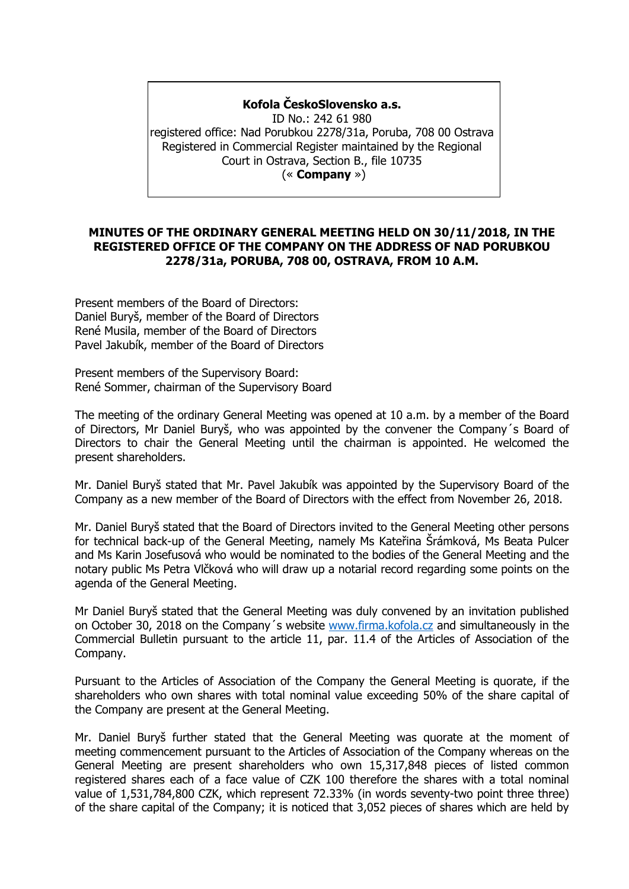**Kofola ČeskoSlovensko a.s.**
ID No.: 242 61 980
registered office: Nad Porubkou 2278/31a, Poruba, 708 00 Ostrava
Registered in Commercial Register maintained by the Regional Court in Ostrava, Section B., file 10735
(« **Company** »)

**MINUTES OF THE ORDINARY GENERAL MEETING HELD ON 30/11/2018, IN THE REGISTERED OFFICE OF THE COMPANY ON THE ADDRESS OF NAD PORUBKOU 2278/31a, PORUBA, 708 00, OSTRAVA, FROM 10 A.M.**

Present members of the Board of Directors:
Daniel Buryš, member of the Board of Directors
René Musila, member of the Board of Directors
Pavel Jakubík, member of the Board of Directors

Present members of the Supervisory Board:
René Sommer, chairman of the Supervisory Board

The meeting of the ordinary General Meeting was opened at 10 a.m. by a member of the Board of Directors, Mr Daniel Buryš, who was appointed by the convener the Company´s Board of Directors to chair the General Meeting until the chairman is appointed. He welcomed the present shareholders.

Mr. Daniel Buryš stated that Mr. Pavel Jakubík was appointed by the Supervisory Board of the Company as a new member of the Board of Directors with the effect from November 26, 2018.

Mr. Daniel Buryš stated that the Board of Directors invited to the General Meeting other persons for technical back-up of the General Meeting, namely Ms Kateřina Šrámková, Ms Beata Pulcer and Ms Karin Josefusová who would be nominated to the bodies of the General Meeting and the notary public Ms Petra Vlčková who will draw up a notarial record regarding some points on the agenda of the General Meeting.

Mr Daniel Buryš stated that the General Meeting was duly convened by an invitation published on October 30, 2018 on the Company´s website www.firma.kofola.cz and simultaneously in the Commercial Bulletin pursuant to the article 11, par. 11.4 of the Articles of Association of the Company.

Pursuant to the Articles of Association of the Company the General Meeting is quorate, if the shareholders who own shares with total nominal value exceeding 50% of the share capital of the Company are present at the General Meeting.

Mr. Daniel Buryš further stated that the General Meeting was quorate at the moment of meeting commencement pursuant to the Articles of Association of the Company whereas on the General Meeting are present shareholders who own 15,317,848 pieces of listed common registered shares each of a face value of CZK 100 therefore the shares with a total nominal value of 1,531,784,800 CZK, which represent 72.33% (in words seventy-two point three three) of the share capital of the Company; it is noticed that 3,052 pieces of shares which are held by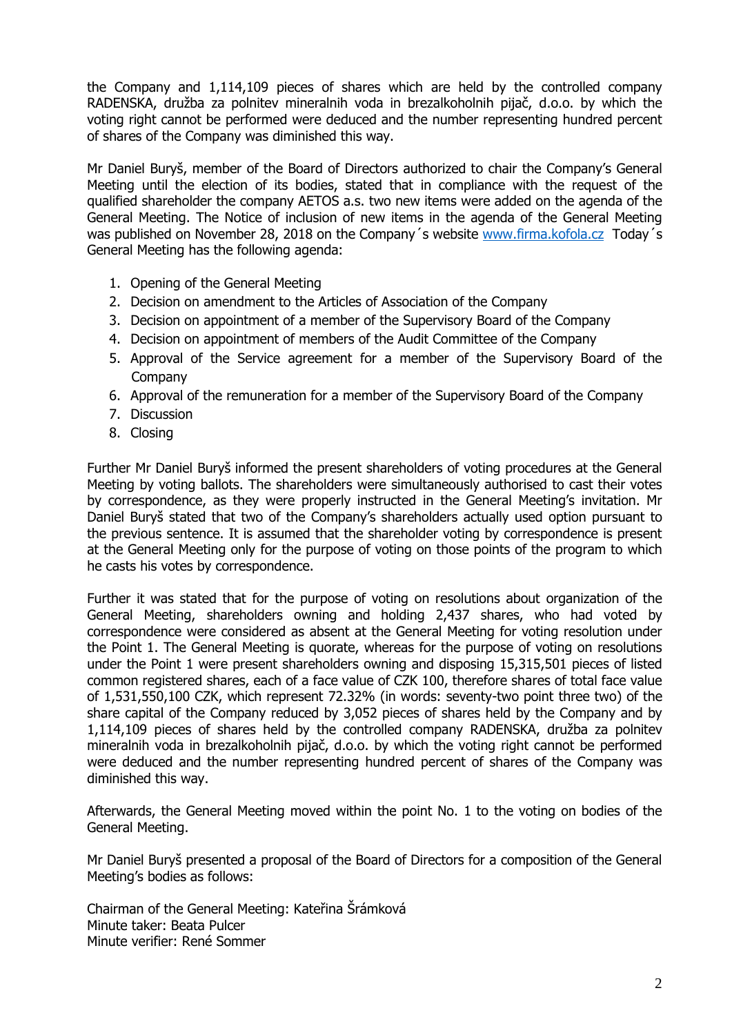the Company and 1,114,109 pieces of shares which are held by the controlled company RADENSKA, družba za polnitev mineralnih voda in brezalkoholnih pijač, d.o.o. by which the voting right cannot be performed were deduced and the number representing hundred percent of shares of the Company was diminished this way.

Mr Daniel Buryš, member of the Board of Directors authorized to chair the Company's General Meeting until the election of its bodies, stated that in compliance with the request of the qualified shareholder the company AETOS a.s. two new items were added on the agenda of the General Meeting. The Notice of inclusion of new items in the agenda of the General Meeting was published on November 28, 2018 on the Company´s website www.firma.kofola.cz Today´s General Meeting has the following agenda:

1. Opening of the General Meeting
2. Decision on amendment to the Articles of Association of the Company
3. Decision on appointment of a member of the Supervisory Board of the Company
4. Decision on appointment of members of the Audit Committee of the Company
5. Approval of the Service agreement for a member of the Supervisory Board of the Company
6. Approval of the remuneration for a member of the Supervisory Board of the Company
7. Discussion
8. Closing

Further Mr Daniel Buryš informed the present shareholders of voting procedures at the General Meeting by voting ballots. The shareholders were simultaneously authorised to cast their votes by correspondence, as they were properly instructed in the General Meeting's invitation. Mr Daniel Buryš stated that two of the Company's shareholders actually used option pursuant to the previous sentence. It is assumed that the shareholder voting by correspondence is present at the General Meeting only for the purpose of voting on those points of the program to which he casts his votes by correspondence.

Further it was stated that for the purpose of voting on resolutions about organization of the General Meeting, shareholders owning and holding 2,437 shares, who had voted by correspondence were considered as absent at the General Meeting for voting resolution under the Point 1. The General Meeting is quorate, whereas for the purpose of voting on resolutions under the Point 1 were present shareholders owning and disposing 15,315,501 pieces of listed common registered shares, each of a face value of CZK 100, therefore shares of total face value of 1,531,550,100 CZK, which represent 72.32% (in words: seventy-two point three two) of the share capital of the Company reduced by 3,052 pieces of shares held by the Company and by 1,114,109 pieces of shares held by the controlled company RADENSKA, družba za polnitev mineralnih voda in brezalkoholnih pijač, d.o.o. by which the voting right cannot be performed were deduced and the number representing hundred percent of shares of the Company was diminished this way.

Afterwards, the General Meeting moved within the point No. 1 to the voting on bodies of the General Meeting.

Mr Daniel Buryš presented a proposal of the Board of Directors for a composition of the General Meeting's bodies as follows:

Chairman of the General Meeting: Kateřina Šrámková
Minute taker: Beata Pulcer
Minute verifier: René Sommer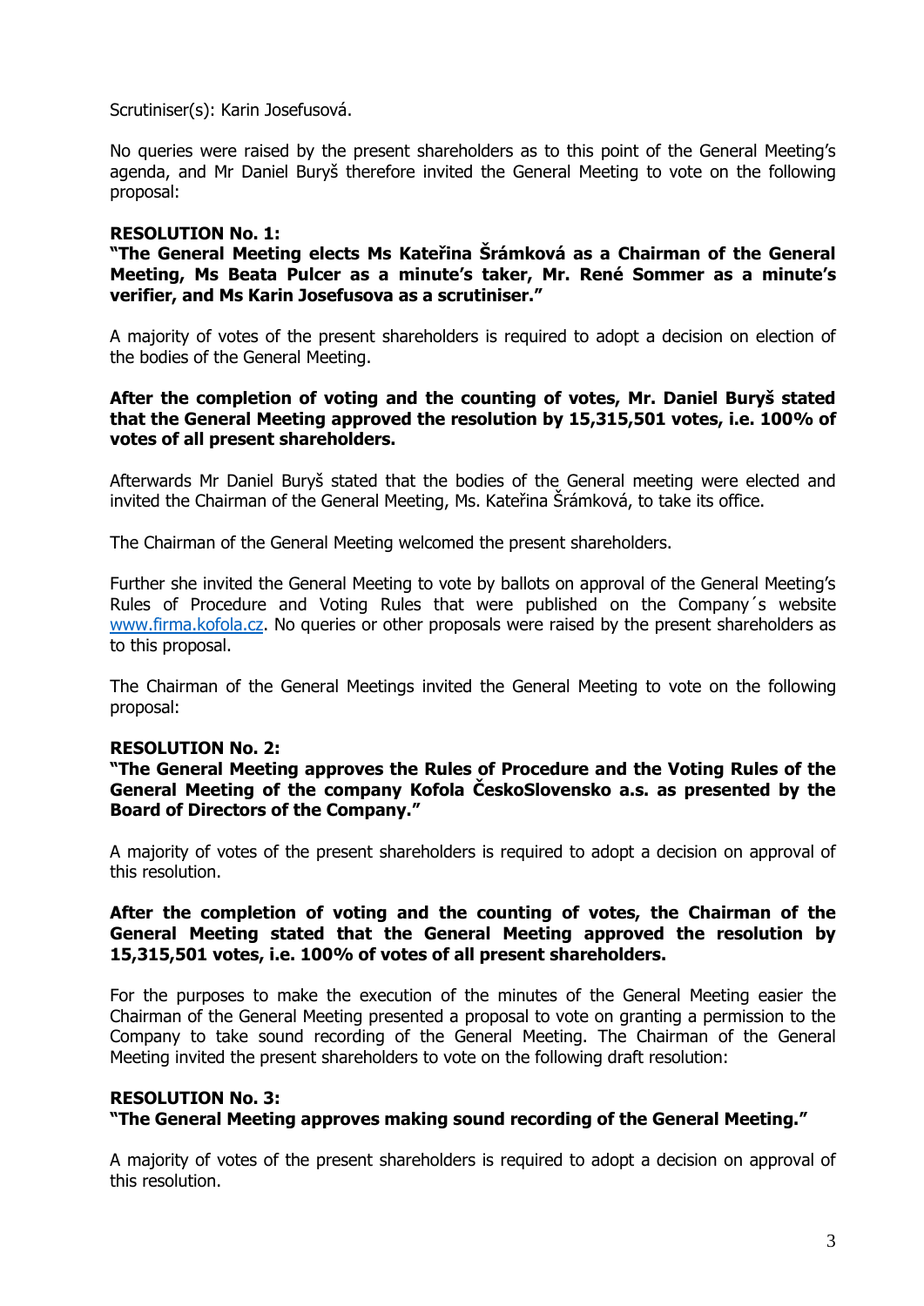Scrutiniser(s): Karin Josefusová.

No queries were raised by the present shareholders as to this point of the General Meeting's agenda, and Mr Daniel Buryš therefore invited the General Meeting to vote on the following proposal:

**RESOLUTION No. 1:**
**"The General Meeting elects Ms Kateřina Šrámková as a Chairman of the General Meeting, Ms Beata Pulcer as a minute's taker, Mr. René Sommer as a minute's verifier, and Ms Karin Josefusova as a scrutiniser."**

A majority of votes of the present shareholders is required to adopt a decision on election of the bodies of the General Meeting.

**After the completion of voting and the counting of votes, Mr. Daniel Buryš stated that the General Meeting approved the resolution by 15,315,501 votes, i.e. 100% of votes of all present shareholders.**

Afterwards Mr Daniel Buryš stated that the bodies of the General meeting were elected and invited the Chairman of the General Meeting, Ms. Kateřina Šrámková, to take its office.

The Chairman of the General Meeting welcomed the present shareholders.

Further she invited the General Meeting to vote by ballots on approval of the General Meeting's Rules of Procedure and Voting Rules that were published on the Company´s website www.firma.kofola.cz. No queries or other proposals were raised by the present shareholders as to this proposal.

The Chairman of the General Meetings invited the General Meeting to vote on the following proposal:

**RESOLUTION No. 2:**
**"The General Meeting approves the Rules of Procedure and the Voting Rules of the General Meeting of the company Kofola ČeskoSlovensko a.s. as presented by the Board of Directors of the Company."**

A majority of votes of the present shareholders is required to adopt a decision on approval of this resolution.

**After the completion of voting and the counting of votes, the Chairman of the General Meeting stated that the General Meeting approved the resolution by 15,315,501 votes, i.e. 100% of votes of all present shareholders.**

For the purposes to make the execution of the minutes of the General Meeting easier the Chairman of the General Meeting presented a proposal to vote on granting a permission to the Company to take sound recording of the General Meeting. The Chairman of the General Meeting invited the present shareholders to vote on the following draft resolution:

**RESOLUTION No. 3:**
**"The General Meeting approves making sound recording of the General Meeting."**

A majority of votes of the present shareholders is required to adopt a decision on approval of this resolution.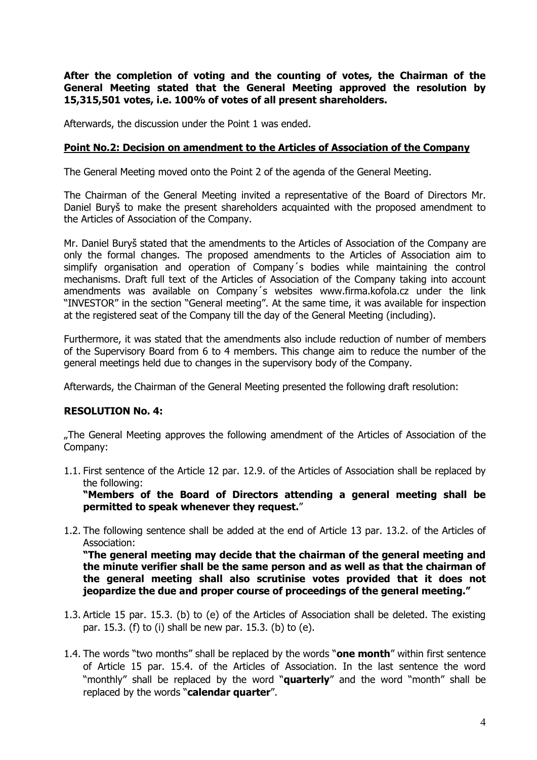**After the completion of voting and the counting of votes, the Chairman of the General Meeting stated that the General Meeting approved the resolution by 15,315,501 votes, i.e. 100% of votes of all present shareholders.**

Afterwards, the discussion under the Point 1 was ended.

**Point No.2: Decision on amendment to the Articles of Association of the Company**

The General Meeting moved onto the Point 2 of the agenda of the General Meeting.

The Chairman of the General Meeting invited a representative of the Board of Directors Mr. Daniel Buryš to make the present shareholders acquainted with the proposed amendment to the Articles of Association of the Company.

Mr. Daniel Buryš stated that the amendments to the Articles of Association of the Company are only the formal changes. The proposed amendments to the Articles of Association aim to simplify organisation and operation of Company´s bodies while maintaining the control mechanisms. Draft full text of the Articles of Association of the Company taking into account amendments was available on Company´s websites www.firma.kofola.cz under the link "INVESTOR" in the section "General meeting". At the same time, it was available for inspection at the registered seat of the Company till the day of the General Meeting (including).

Furthermore, it was stated that the amendments also include reduction of number of members of the Supervisory Board from 6 to 4 members. This change aim to reduce the number of the general meetings held due to changes in the supervisory body of the Company.

Afterwards, the Chairman of the General Meeting presented the following draft resolution:

**RESOLUTION No. 4:**

„The General Meeting approves the following amendment of the Articles of Association of the Company:

1.1. First sentence of the Article 12 par. 12.9. of the Articles of Association shall be replaced by the following:
**"Members of the Board of Directors attending a general meeting shall be permitted to speak whenever they request.**"

1.2. The following sentence shall be added at the end of Article 13 par. 13.2. of the Articles of Association:
**"The general meeting may decide that the chairman of the general meeting and the minute verifier shall be the same person and as well as that the chairman of the general meeting shall also scrutinise votes provided that it does not jeopardize the due and proper course of proceedings of the general meeting."**

1.3. Article 15 par. 15.3. (b) to (e) of the Articles of Association shall be deleted. The existing par. 15.3. (f) to (i) shall be new par. 15.3. (b) to (e).

1.4. The words "two months" shall be replaced by the words "**one month**" within first sentence of Article 15 par. 15.4. of the Articles of Association. In the last sentence the word "monthly" shall be replaced by the word "**quarterly**" and the word "month" shall be replaced by the words "**calendar quarter**".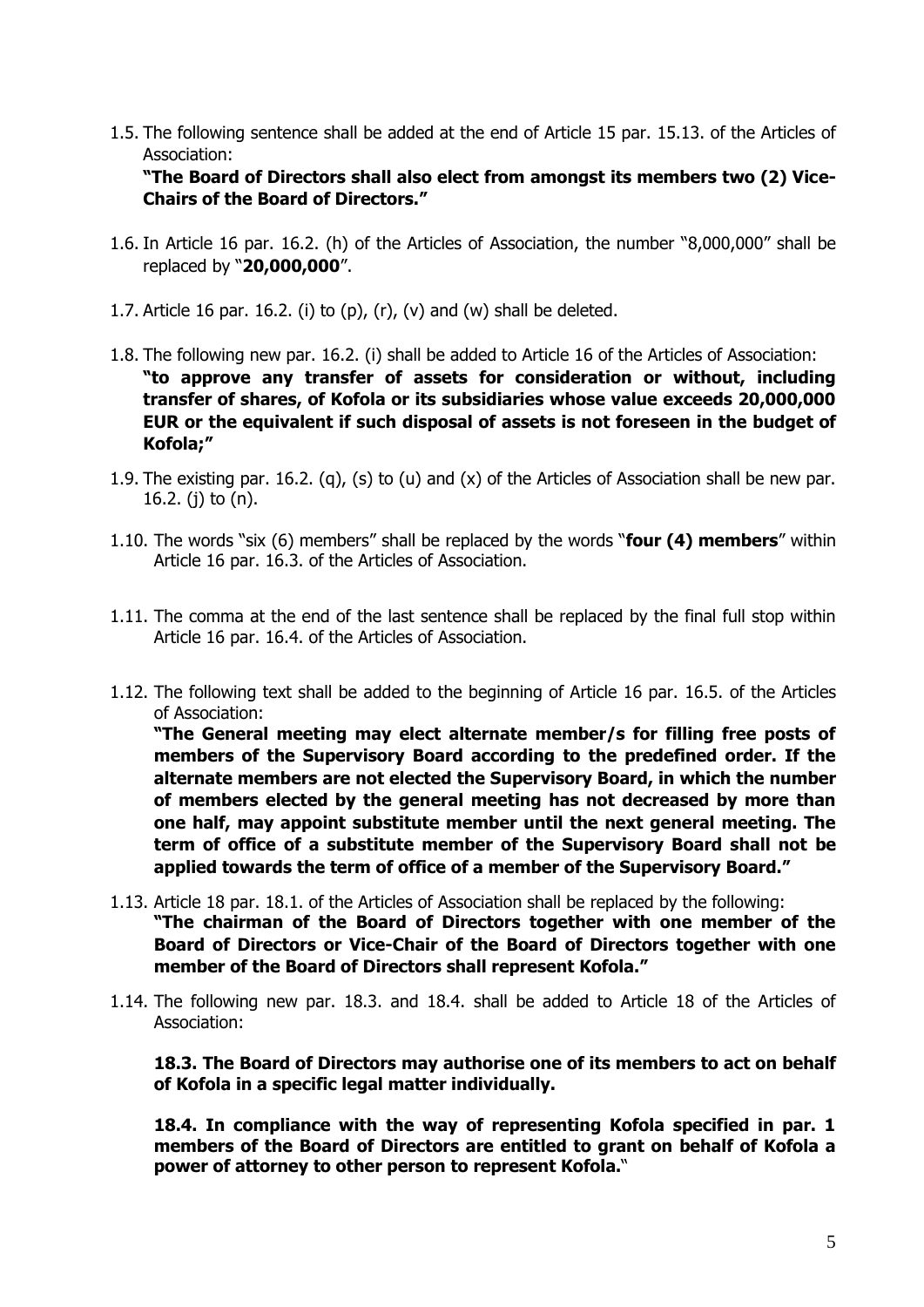1.5. The following sentence shall be added at the end of Article 15 par. 15.13. of the Articles of Association:
**"The Board of Directors shall also elect from amongst its members two (2) Vice-Chairs of the Board of Directors."**

1.6. In Article 16 par. 16.2. (h) of the Articles of Association, the number "8,000,000" shall be replaced by "**20,000,000**".

1.7. Article 16 par. 16.2. (i) to (p), (r), (v) and (w) shall be deleted.

1.8. The following new par. 16.2. (i) shall be added to Article 16 of the Articles of Association:
**"to approve any transfer of assets for consideration or without, including transfer of shares, of Kofola or its subsidiaries whose value exceeds 20,000,000 EUR or the equivalent if such disposal of assets is not foreseen in the budget of Kofola;"**

1.9. The existing par. 16.2. (q), (s) to (u) and (x) of the Articles of Association shall be new par. 16.2. (j) to (n).

1.10. The words "six (6) members" shall be replaced by the words "**four (4) members**" within Article 16 par. 16.3. of the Articles of Association.

1.11. The comma at the end of the last sentence shall be replaced by the final full stop within Article 16 par. 16.4. of the Articles of Association.

1.12. The following text shall be added to the beginning of Article 16 par. 16.5. of the Articles of Association:
**"The General meeting may elect alternate member/s for filling free posts of members of the Supervisory Board according to the predefined order. If the alternate members are not elected the Supervisory Board, in which the number of members elected by the general meeting has not decreased by more than one half, may appoint substitute member until the next general meeting. The term of office of a substitute member of the Supervisory Board shall not be applied towards the term of office of a member of the Supervisory Board."**

1.13. Article 18 par. 18.1. of the Articles of Association shall be replaced by the following:
**"The chairman of the Board of Directors together with one member of the Board of Directors or Vice-Chair of the Board of Directors together with one member of the Board of Directors shall represent Kofola."**

1.14. The following new par. 18.3. and 18.4. shall be added to Article 18 of the Articles of Association:

**18.3. The Board of Directors may authorise one of its members to act on behalf of Kofola in a specific legal matter individually.**

**18.4. In compliance with the way of representing Kofola specified in par. 1 members of the Board of Directors are entitled to grant on behalf of Kofola a power of attorney to other person to represent Kofola.**"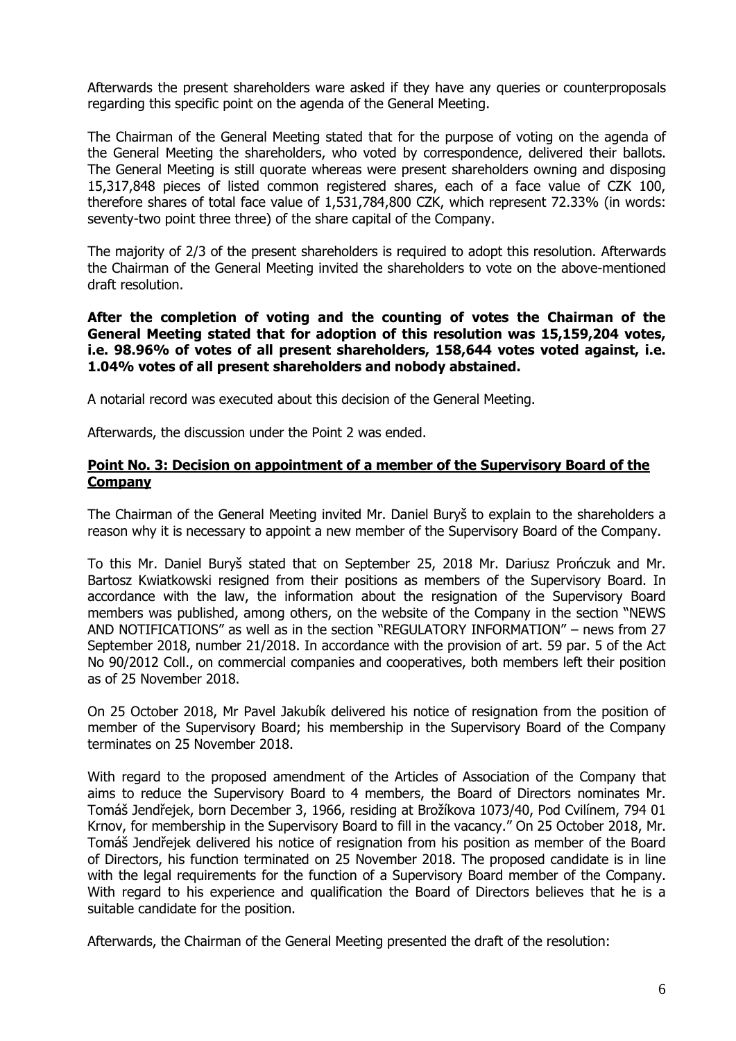Afterwards the present shareholders ware asked if they have any queries or counterproposals regarding this specific point on the agenda of the General Meeting.

The Chairman of the General Meeting stated that for the purpose of voting on the agenda of the General Meeting the shareholders, who voted by correspondence, delivered their ballots. The General Meeting is still quorate whereas were present shareholders owning and disposing 15,317,848 pieces of listed common registered shares, each of a face value of CZK 100, therefore shares of total face value of 1,531,784,800 CZK, which represent 72.33% (in words: seventy-two point three three) of the share capital of the Company.

The majority of 2/3 of the present shareholders is required to adopt this resolution. Afterwards the Chairman of the General Meeting invited the shareholders to vote on the above-mentioned draft resolution.

**After the completion of voting and the counting of votes the Chairman of the General Meeting stated that for adoption of this resolution was 15,159,204 votes, i.e. 98.96% of votes of all present shareholders, 158,644 votes voted against, i.e. 1.04% votes of all present shareholders and nobody abstained.**

A notarial record was executed about this decision of the General Meeting.

Afterwards, the discussion under the Point 2 was ended.

**Point No. 3: Decision on appointment of a member of the Supervisory Board of the Company**

The Chairman of the General Meeting invited Mr. Daniel Buryš to explain to the shareholders a reason why it is necessary to appoint a new member of the Supervisory Board of the Company.

To this Mr. Daniel Buryš stated that on September 25, 2018 Mr. Dariusz Prończuk and Mr. Bartosz Kwiatkowski resigned from their positions as members of the Supervisory Board. In accordance with the law, the information about the resignation of the Supervisory Board members was published, among others, on the website of the Company in the section "NEWS AND NOTIFICATIONS" as well as in the section "REGULATORY INFORMATION" – news from 27 September 2018, number 21/2018. In accordance with the provision of art. 59 par. 5 of the Act No 90/2012 Coll., on commercial companies and cooperatives, both members left their position as of 25 November 2018.

On 25 October 2018, Mr Pavel Jakubík delivered his notice of resignation from the position of member of the Supervisory Board; his membership in the Supervisory Board of the Company terminates on 25 November 2018.

With regard to the proposed amendment of the Articles of Association of the Company that aims to reduce the Supervisory Board to 4 members, the Board of Directors nominates Mr. Tomáš Jendřejek, born December 3, 1966, residing at Brožíkova 1073/40, Pod Cvilínem, 794 01 Krnov, for membership in the Supervisory Board to fill in the vacancy." On 25 October 2018, Mr. Tomáš Jendřejek delivered his notice of resignation from his position as member of the Board of Directors, his function terminated on 25 November 2018. The proposed candidate is in line with the legal requirements for the function of a Supervisory Board member of the Company. With regard to his experience and qualification the Board of Directors believes that he is a suitable candidate for the position.

Afterwards, the Chairman of the General Meeting presented the draft of the resolution: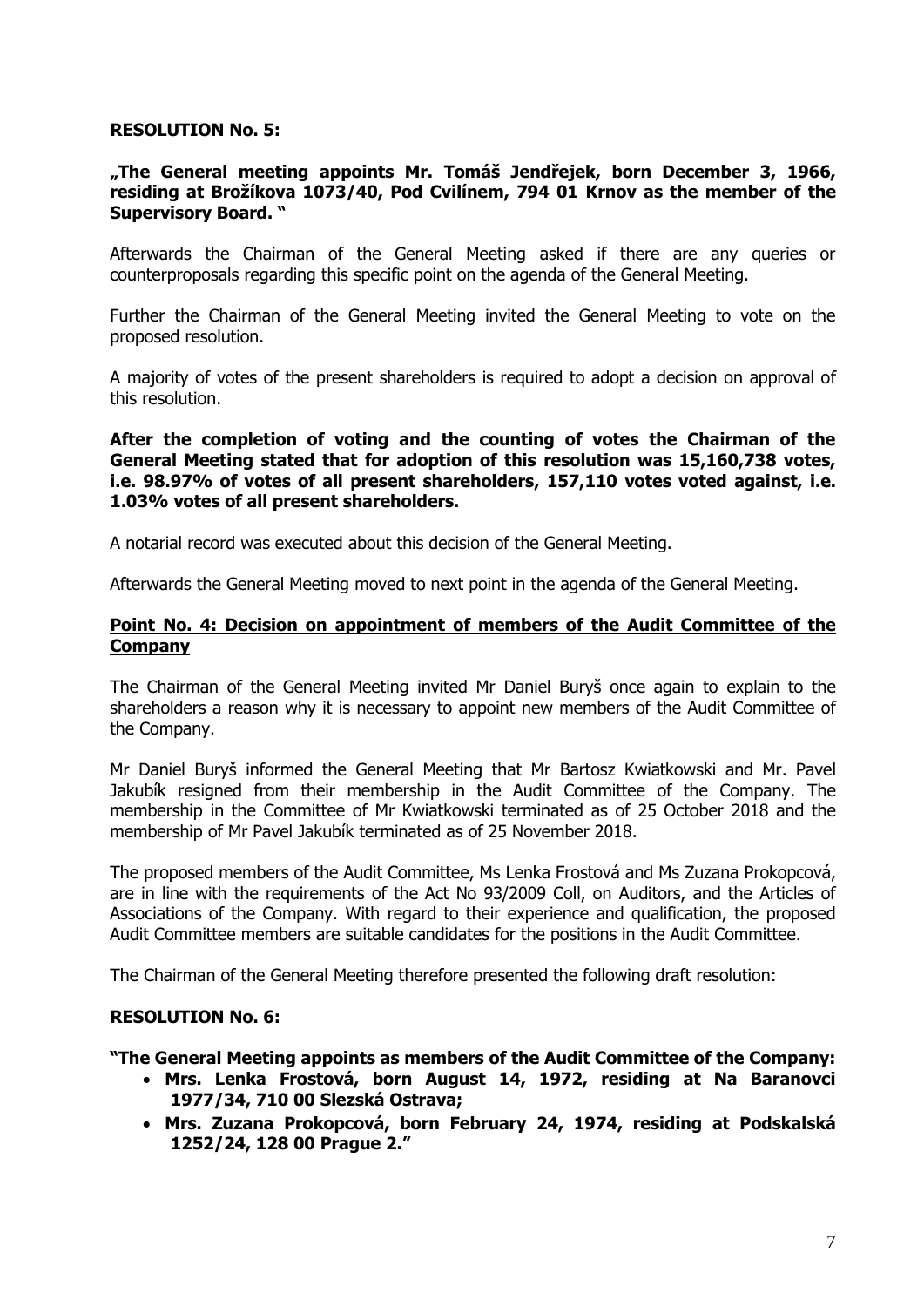**RESOLUTION No. 5:**

**„The General meeting appoints Mr. Tomáš Jendřejek, born December 3, 1966, residing at Brožíkova 1073/40, Pod Cvilínem, 794 01 Krnov as the member of the Supervisory Board. "**

Afterwards the Chairman of the General Meeting asked if there are any queries or counterproposals regarding this specific point on the agenda of the General Meeting.

Further the Chairman of the General Meeting invited the General Meeting to vote on the proposed resolution.

A majority of votes of the present shareholders is required to adopt a decision on approval of this resolution.

**After the completion of voting and the counting of votes the Chairman of the General Meeting stated that for adoption of this resolution was 15,160,738 votes, i.e. 98.97% of votes of all present shareholders, 157,110 votes voted against, i.e. 1.03% votes of all present shareholders.**

A notarial record was executed about this decision of the General Meeting.

Afterwards the General Meeting moved to next point in the agenda of the General Meeting.

**Point No. 4: Decision on appointment of members of the Audit Committee of the Company**

The Chairman of the General Meeting invited Mr Daniel Buryš once again to explain to the shareholders a reason why it is necessary to appoint new members of the Audit Committee of the Company.

Mr Daniel Buryš informed the General Meeting that Mr Bartosz Kwiatkowski and Mr. Pavel Jakubík resigned from their membership in the Audit Committee of the Company. The membership in the Committee of Mr Kwiatkowski terminated as of 25 October 2018 and the membership of Mr Pavel Jakubík terminated as of 25 November 2018.

The proposed members of the Audit Committee, Ms Lenka Frostová and Ms Zuzana Prokopcová, are in line with the requirements of the Act No 93/2009 Coll, on Auditors, and the Articles of Associations of the Company. With regard to their experience and qualification, the proposed Audit Committee members are suitable candidates for the positions in the Audit Committee.

The Chairman of the General Meeting therefore presented the following draft resolution:

**RESOLUTION No. 6:**

**"The General Meeting appoints as members of the Audit Committee of the Company:**

- **Mrs. Lenka Frostová, born August 14, 1972, residing at Na Baranovci 1977/34, 710 00 Slezská Ostrava;**
- **Mrs. Zuzana Prokopcová, born February 24, 1974, residing at Podskalská 1252/24, 128 00 Prague 2."**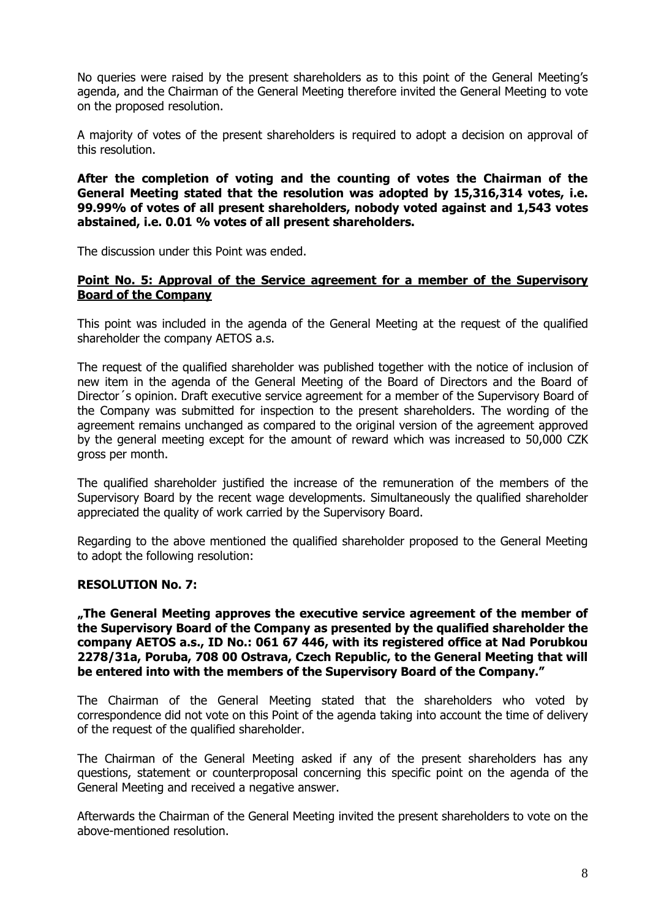No queries were raised by the present shareholders as to this point of the General Meeting's agenda, and the Chairman of the General Meeting therefore invited the General Meeting to vote on the proposed resolution.

A majority of votes of the present shareholders is required to adopt a decision on approval of this resolution.

**After the completion of voting and the counting of votes the Chairman of the General Meeting stated that the resolution was adopted by 15,316,314 votes, i.e. 99.99% of votes of all present shareholders, nobody voted against and 1,543 votes abstained, i.e. 0.01 % votes of all present shareholders.**

The discussion under this Point was ended.

**Point No. 5: Approval of the Service agreement for a member of the Supervisory Board of the Company**

This point was included in the agenda of the General Meeting at the request of the qualified shareholder the company AETOS a.s.

The request of the qualified shareholder was published together with the notice of inclusion of new item in the agenda of the General Meeting of the Board of Directors and the Board of Director´s opinion. Draft executive service agreement for a member of the Supervisory Board of the Company was submitted for inspection to the present shareholders. The wording of the agreement remains unchanged as compared to the original version of the agreement approved by the general meeting except for the amount of reward which was increased to 50,000 CZK gross per month.

The qualified shareholder justified the increase of the remuneration of the members of the Supervisory Board by the recent wage developments. Simultaneously the qualified shareholder appreciated the quality of work carried by the Supervisory Board.

Regarding to the above mentioned the qualified shareholder proposed to the General Meeting to adopt the following resolution:

**RESOLUTION No. 7:**

**„The General Meeting approves the executive service agreement of the member of the Supervisory Board of the Company as presented by the qualified shareholder the company AETOS a.s., ID No.: 061 67 446, with its registered office at Nad Porubkou 2278/31a, Poruba, 708 00 Ostrava, Czech Republic, to the General Meeting that will be entered into with the members of the Supervisory Board of the Company."**

The Chairman of the General Meeting stated that the shareholders who voted by correspondence did not vote on this Point of the agenda taking into account the time of delivery of the request of the qualified shareholder.

The Chairman of the General Meeting asked if any of the present shareholders has any questions, statement or counterproposal concerning this specific point on the agenda of the General Meeting and received a negative answer.

Afterwards the Chairman of the General Meeting invited the present shareholders to vote on the above-mentioned resolution.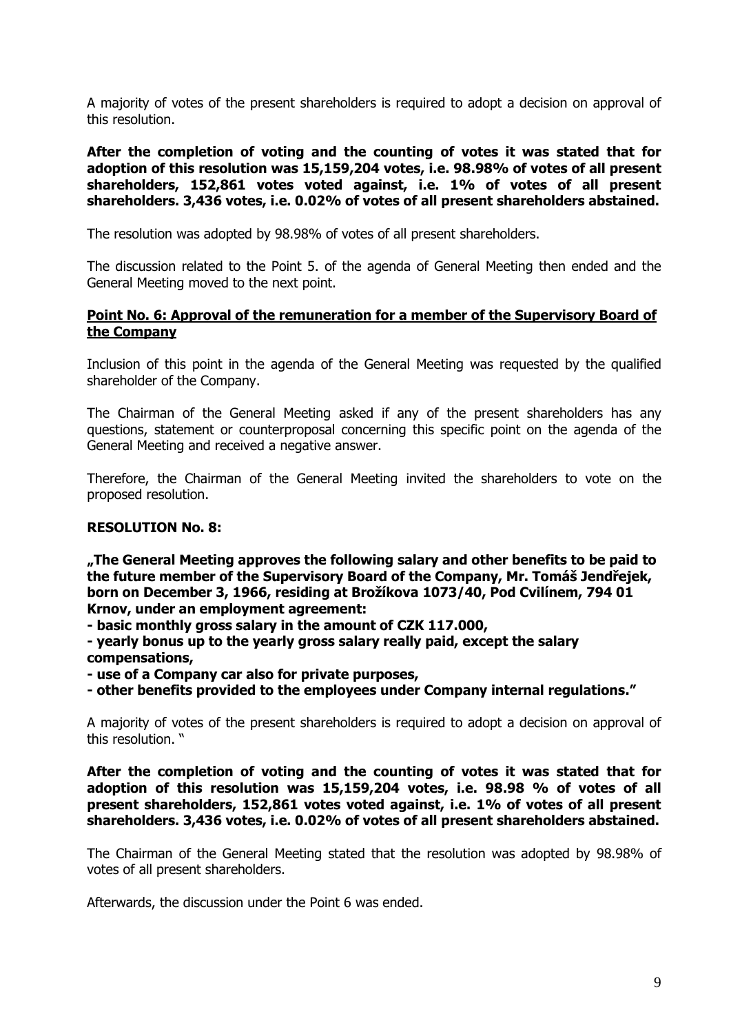A majority of votes of the present shareholders is required to adopt a decision on approval of this resolution.

**After the completion of voting and the counting of votes it was stated that for adoption of this resolution was 15,159,204 votes, i.e. 98.98% of votes of all present shareholders, 152,861 votes voted against, i.e. 1% of votes of all present shareholders. 3,436 votes, i.e. 0.02% of votes of all present shareholders abstained.**

The resolution was adopted by 98.98% of votes of all present shareholders.

The discussion related to the Point 5. of the agenda of General Meeting then ended and the General Meeting moved to the next point.

**Point No. 6: Approval of the remuneration for a member of the Supervisory Board of the Company**

Inclusion of this point in the agenda of the General Meeting was requested by the qualified shareholder of the Company.

The Chairman of the General Meeting asked if any of the present shareholders has any questions, statement or counterproposal concerning this specific point on the agenda of the General Meeting and received a negative answer.

Therefore, the Chairman of the General Meeting invited the shareholders to vote on the proposed resolution.

**RESOLUTION No. 8:**

**„The General Meeting approves the following salary and other benefits to be paid to the future member of the Supervisory Board of the Company, Mr. Tomáš Jendřejek, born on December 3, 1966, residing at Brožíkova 1073/40, Pod Cvilínem, 794 01 Krnov, under an employment agreement:**

**- basic monthly gross salary in the amount of CZK 117.000,**

**- yearly bonus up to the yearly gross salary really paid, except the salary compensations,**

**- use of a Company car also for private purposes,**

**- other benefits provided to the employees under Company internal regulations."**

A majority of votes of the present shareholders is required to adopt a decision on approval of this resolution. "

**After the completion of voting and the counting of votes it was stated that for adoption of this resolution was 15,159,204 votes, i.e. 98.98 % of votes of all present shareholders, 152,861 votes voted against, i.e. 1% of votes of all present shareholders. 3,436 votes, i.e. 0.02% of votes of all present shareholders abstained.**

The Chairman of the General Meeting stated that the resolution was adopted by 98.98% of votes of all present shareholders.

Afterwards, the discussion under the Point 6 was ended.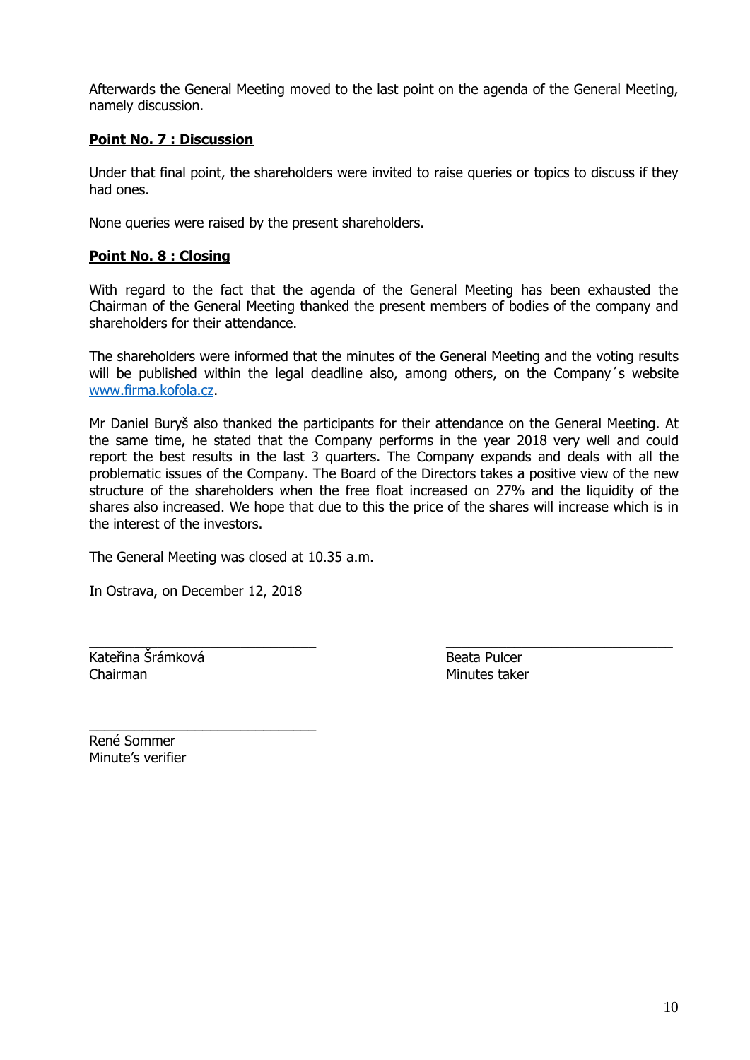Afterwards the General Meeting moved to the last point on the agenda of the General Meeting, namely discussion.

**Point No. 7 : Discussion**

Under that final point, the shareholders were invited to raise queries or topics to discuss if they had ones.

None queries were raised by the present shareholders.

**Point No. 8 : Closing**

With regard to the fact that the agenda of the General Meeting has been exhausted the Chairman of the General Meeting thanked the present members of bodies of the company and shareholders for their attendance.

The shareholders were informed that the minutes of the General Meeting and the voting results will be published within the legal deadline also, among others, on the Company´s website www.firma.kofola.cz.

Mr Daniel Buryš also thanked the participants for their attendance on the General Meeting. At the same time, he stated that the Company performs in the year 2018 very well and could report the best results in the last 3 quarters. The Company expands and deals with all the problematic issues of the Company. The Board of the Directors takes a positive view of the new structure of the shareholders when the free float increased on 27% and the liquidity of the shares also increased. We hope that due to this the price of the shares will increase which is in the interest of the investors.

The General Meeting was closed at 10.35 a.m.

In Ostrava, on December 12, 2018

_______________________________
Kateřina Šrámková
Chairman

_______________________________
Beata Pulcer
Minutes taker

_______________________________
René Sommer
Minute's verifier